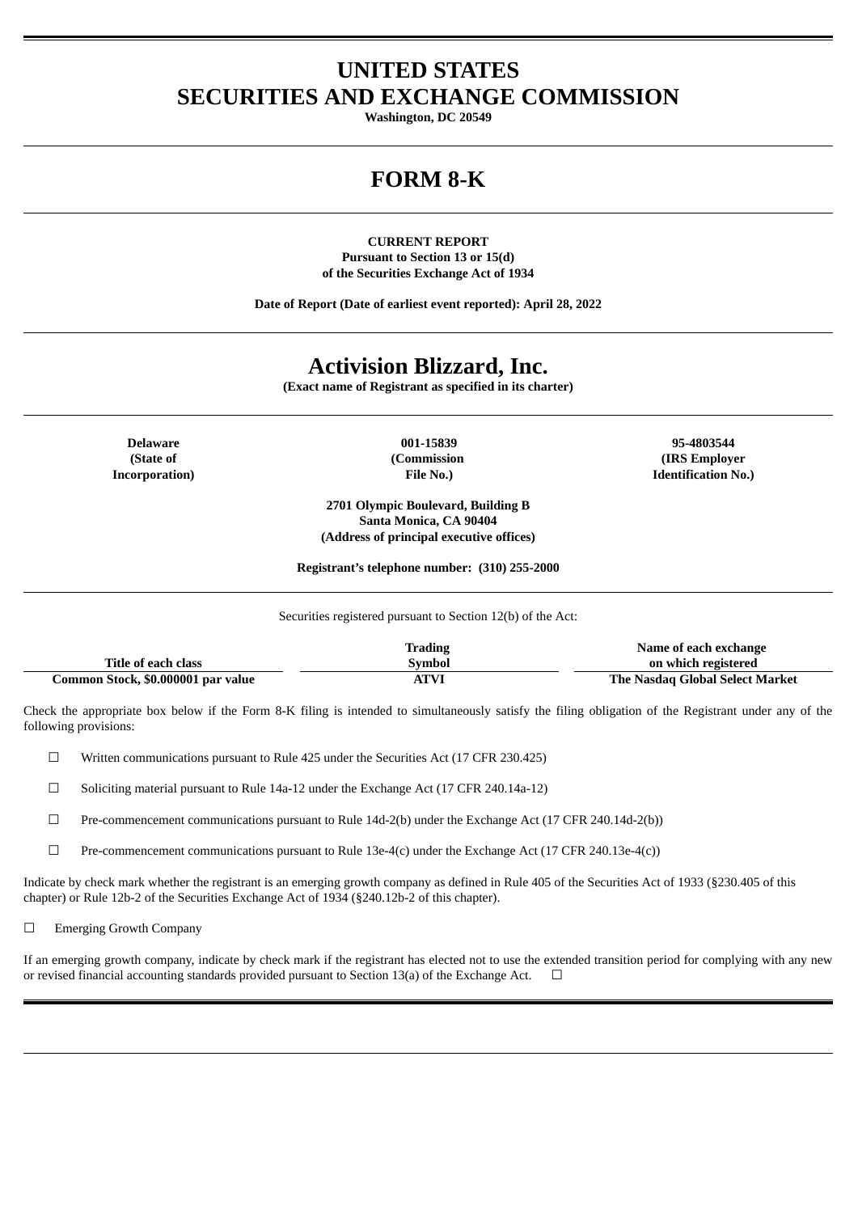# UNITED STATES
# SECURITIES AND EXCHANGE COMMISSION

**Washington, DC 20549**

# FORM 8-K

**CURRENT REPORT**
**Pursuant to Section 13 or 15(d)**
**of the Securities Exchange Act of 1934**

**Date of Report (Date of earliest event reported): April 28, 2022**

# Activision Blizzard, Inc.

**(Exact name of Registrant as specified in its charter)**

| **Delaware** | **001-15839** | **95-4803544** |
|---|---|---|
| **(State of Incorporation)** | **(Commission File No.)** | **(IRS Employer Identification No.)** |

**2701 Olympic Boulevard, Building B**
**Santa Monica, CA 90404**
**(Address of principal executive offices)**

**Registrant's telephone number: (310) 255-2000**

Securities registered pursuant to Section 12(b) of the Act:

| Title of each class | Trading Symbol | Name of each exchange on which registered |
|---|---|---|
| **Common Stock, $0.000001 par value** | **ATVI** | **The Nasdaq Global Select Market** |

Check the appropriate box below if the Form 8-K filing is intended to simultaneously satisfy the filing obligation of the Registrant under any of the following provisions:

☐ Written communications pursuant to Rule 425 under the Securities Act (17 CFR 230.425)

☐ Soliciting material pursuant to Rule 14a-12 under the Exchange Act (17 CFR 240.14a-12)

☐ Pre-commencement communications pursuant to Rule 14d-2(b) under the Exchange Act (17 CFR 240.14d-2(b))

☐ Pre-commencement communications pursuant to Rule 13e-4(c) under the Exchange Act (17 CFR 240.13e-4(c))

Indicate by check mark whether the registrant is an emerging growth company as defined in Rule 405 of the Securities Act of 1933 (§230.405 of this chapter) or Rule 12b-2 of the Securities Exchange Act of 1934 (§240.12b-2 of this chapter).

☐ Emerging Growth Company

If an emerging growth company, indicate by check mark if the registrant has elected not to use the extended transition period for complying with any new or revised financial accounting standards provided pursuant to Section 13(a) of the Exchange Act. ☐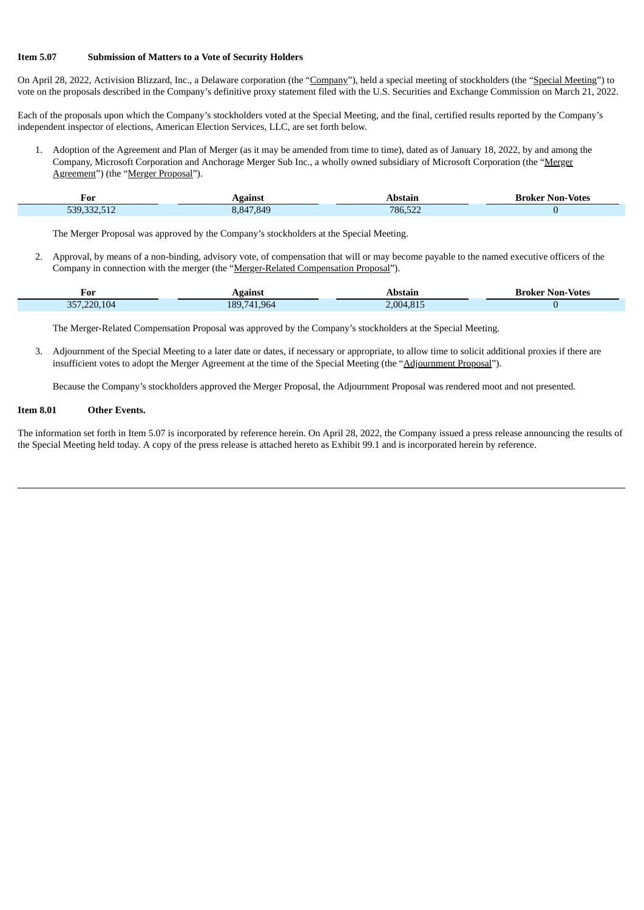**Item 5.07 Submission of Matters to a Vote of Security Holders**

On April 28, 2022, Activision Blizzard, Inc., a Delaware corporation (the "Company"), held a special meeting of stockholders (the "Special Meeting") to vote on the proposals described in the Company's definitive proxy statement filed with the U.S. Securities and Exchange Commission on March 21, 2022.

Each of the proposals upon which the Company's stockholders voted at the Special Meeting, and the final, certified results reported by the Company's independent inspector of elections, American Election Services, LLC, are set forth below.

1. Adoption of the Agreement and Plan of Merger (as it may be amended from time to time), dated as of January 18, 2022, by and among the Company, Microsoft Corporation and Anchorage Merger Sub Inc., a wholly owned subsidiary of Microsoft Corporation (the "Merger Agreement") (the "Merger Proposal").

| For | Against | Abstain | Broker Non-Votes |
|---|---|---|---|
| 539,332,512 | 8,847,849 | 786,522 | 0 |

The Merger Proposal was approved by the Company's stockholders at the Special Meeting.

2. Approval, by means of a non-binding, advisory vote, of compensation that will or may become payable to the named executive officers of the Company in connection with the merger (the "Merger-Related Compensation Proposal").

| For | Against | Abstain | Broker Non-Votes |
|---|---|---|---|
| 357,220,104 | 189,741,964 | 2,004,815 | 0 |

The Merger-Related Compensation Proposal was approved by the Company's stockholders at the Special Meeting.

3. Adjournment of the Special Meeting to a later date or dates, if necessary or appropriate, to allow time to solicit additional proxies if there are insufficient votes to adopt the Merger Agreement at the time of the Special Meeting (the "Adjournment Proposal").

Because the Company's stockholders approved the Merger Proposal, the Adjournment Proposal was rendered moot and not presented.

**Item 8.01 Other Events.**

The information set forth in Item 5.07 is incorporated by reference herein. On April 28, 2022, the Company issued a press release announcing the results of the Special Meeting held today. A copy of the press release is attached hereto as Exhibit 99.1 and is incorporated herein by reference.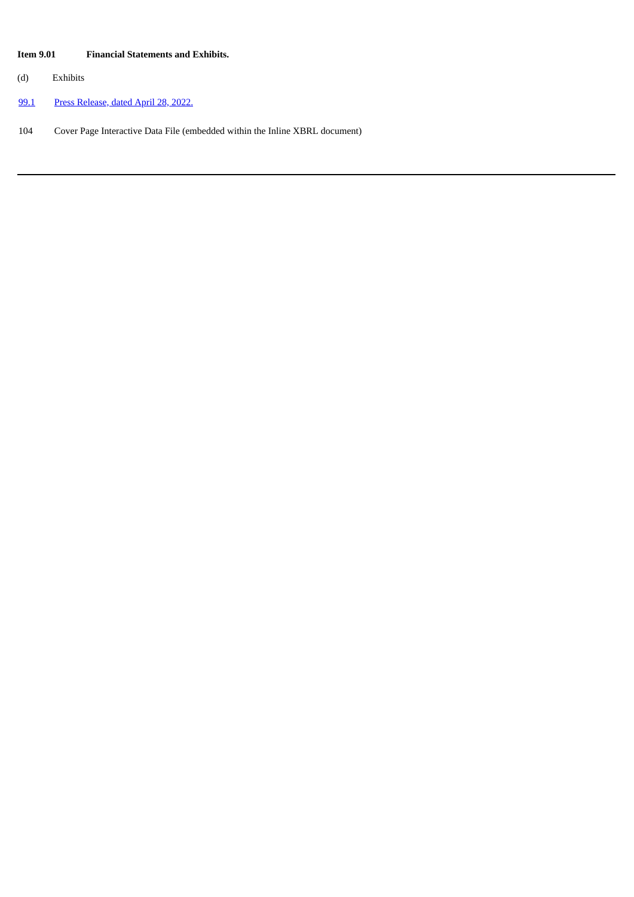**Item 9.01 Financial Statements and Exhibits.**

(d) Exhibits

| | |
|---|---|
| 99.1 | Press Release, dated April 28, 2022. |
| 104 | Cover Page Interactive Data File (embedded within the Inline XBRL document) |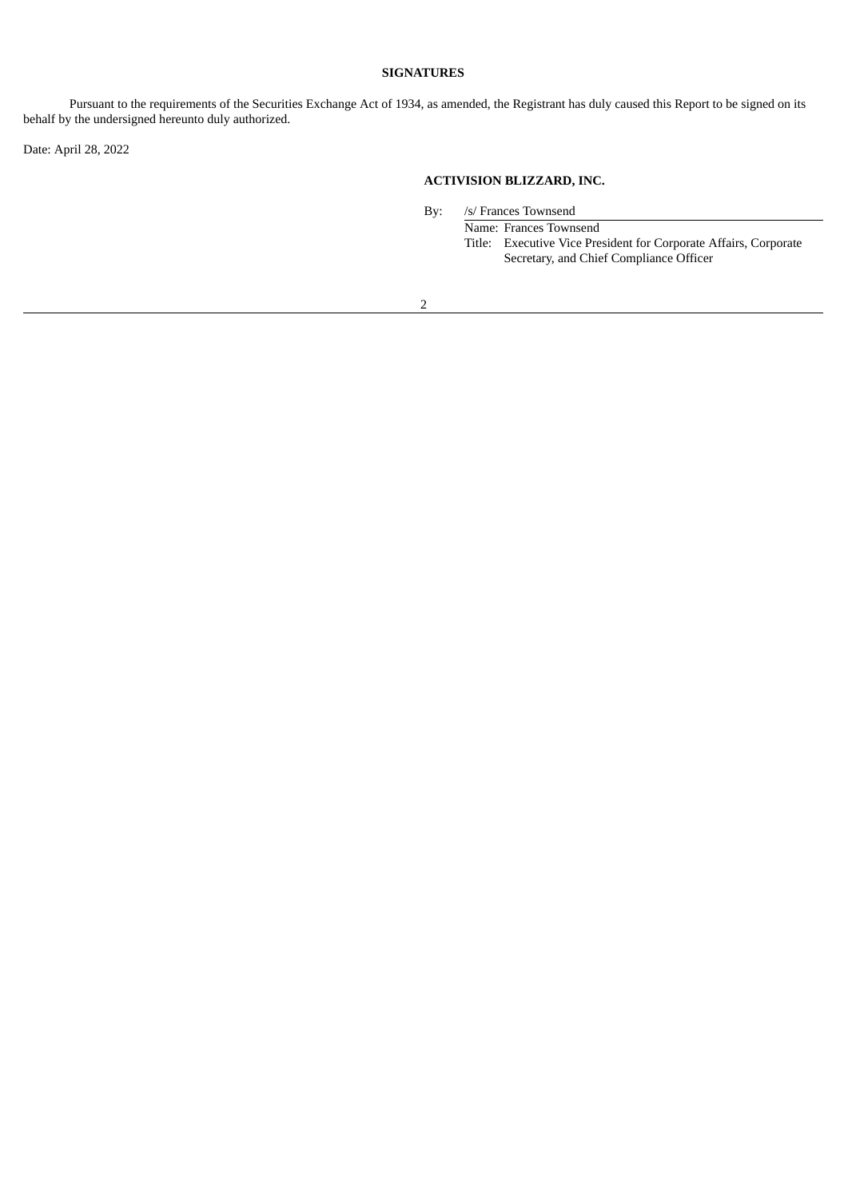**SIGNATURES**

Pursuant to the requirements of the Securities Exchange Act of 1934, as amended, the Registrant has duly caused this Report to be signed on its behalf by the undersigned hereunto duly authorized.

Date: April 28, 2022

**ACTIVISION BLIZZARD, INC.**

By: /s/ Frances Townsend

Name: Frances Townsend

Title: Executive Vice President for Corporate Affairs, Corporate Secretary, and Chief Compliance Officer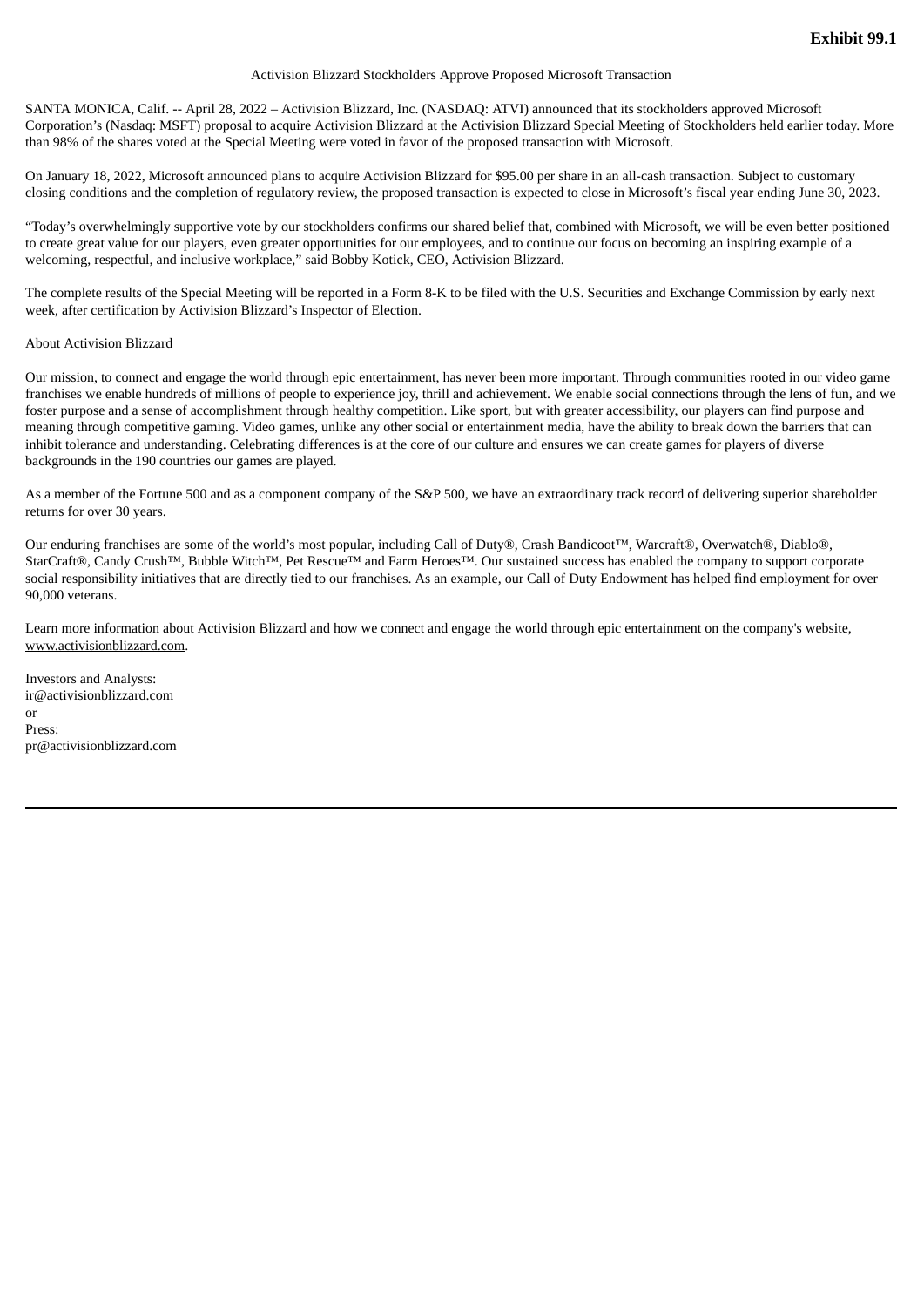**Exhibit 99.1**

Activision Blizzard Stockholders Approve Proposed Microsoft Transaction

SANTA MONICA, Calif. -- April 28, 2022 – Activision Blizzard, Inc. (NASDAQ: ATVI) announced that its stockholders approved Microsoft Corporation's (Nasdaq: MSFT) proposal to acquire Activision Blizzard at the Activision Blizzard Special Meeting of Stockholders held earlier today. More than 98% of the shares voted at the Special Meeting were voted in favor of the proposed transaction with Microsoft.

On January 18, 2022, Microsoft announced plans to acquire Activision Blizzard for $95.00 per share in an all-cash transaction. Subject to customary closing conditions and the completion of regulatory review, the proposed transaction is expected to close in Microsoft's fiscal year ending June 30, 2023.

"Today's overwhelmingly supportive vote by our stockholders confirms our shared belief that, combined with Microsoft, we will be even better positioned to create great value for our players, even greater opportunities for our employees, and to continue our focus on becoming an inspiring example of a welcoming, respectful, and inclusive workplace," said Bobby Kotick, CEO, Activision Blizzard.

The complete results of the Special Meeting will be reported in a Form 8-K to be filed with the U.S. Securities and Exchange Commission by early next week, after certification by Activision Blizzard's Inspector of Election.

About Activision Blizzard

Our mission, to connect and engage the world through epic entertainment, has never been more important. Through communities rooted in our video game franchises we enable hundreds of millions of people to experience joy, thrill and achievement. We enable social connections through the lens of fun, and we foster purpose and a sense of accomplishment through healthy competition. Like sport, but with greater accessibility, our players can find purpose and meaning through competitive gaming. Video games, unlike any other social or entertainment media, have the ability to break down the barriers that can inhibit tolerance and understanding. Celebrating differences is at the core of our culture and ensures we can create games for players of diverse backgrounds in the 190 countries our games are played.

As a member of the Fortune 500 and as a component company of the S&P 500, we have an extraordinary track record of delivering superior shareholder returns for over 30 years.

Our enduring franchises are some of the world's most popular, including Call of Duty®, Crash Bandicoot™, Warcraft®, Overwatch®, Diablo®, StarCraft®, Candy Crush™, Bubble Witch™, Pet Rescue™ and Farm Heroes™. Our sustained success has enabled the company to support corporate social responsibility initiatives that are directly tied to our franchises. As an example, our Call of Duty Endowment has helped find employment for over 90,000 veterans.

Learn more information about Activision Blizzard and how we connect and engage the world through epic entertainment on the company's website, www.activisionblizzard.com.

Investors and Analysts:
ir@activisionblizzard.com
or
Press:
pr@activisionblizzard.com